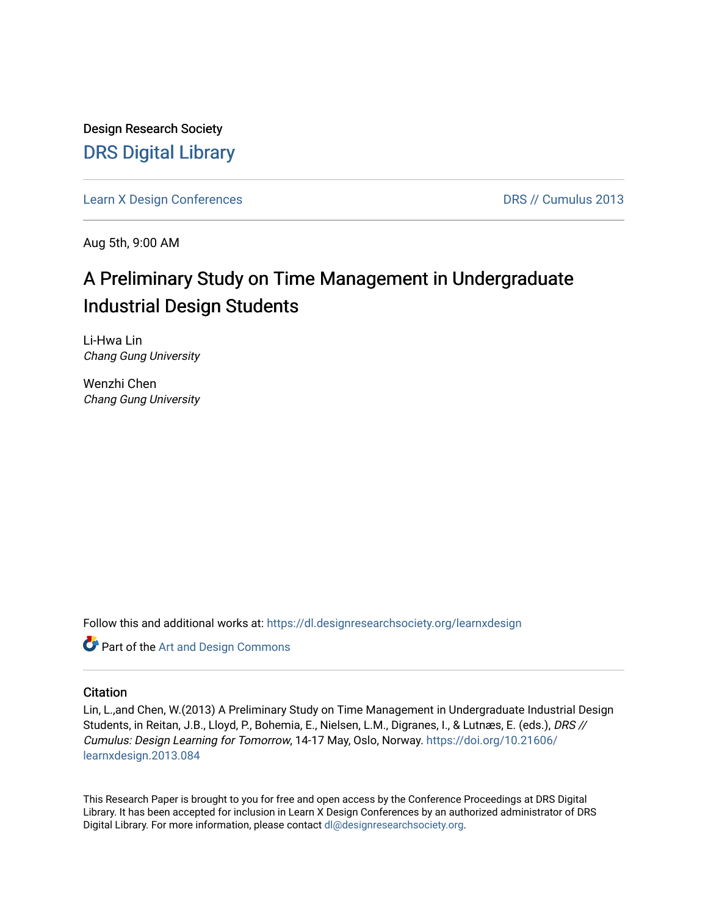Design Research Society

# DRS Digital Library

Learn X Design Conferences

DRS // Cumulus 2013

Aug 5th, 9:00 AM

## A Preliminary Study on Time Management in Undergraduate Industrial Design Students

Li-Hwa Lin
*Chang Gung University*

Wenzhi Chen
*Chang Gung University*

Follow this and additional works at: https://dl.designresearchsociety.org/learnxdesign

Part of the Art and Design Commons

### Citation

Lin, L.,and Chen, W.(2013) A Preliminary Study on Time Management in Undergraduate Industrial Design Students, in Reitan, J.B., Lloyd, P., Bohemia, E., Nielsen, L.M., Digranes, I., & Lutnæs, E. (eds.), *DRS // Cumulus: Design Learning for Tomorrow*, 14-17 May, Oslo, Norway. https://doi.org/10.21606/learnxdesign.2013.084

This Research Paper is brought to you for free and open access by the Conference Proceedings at DRS Digital Library. It has been accepted for inclusion in Learn X Design Conferences by an authorized administrator of DRS Digital Library. For more information, please contact dl@designresearchsociety.org.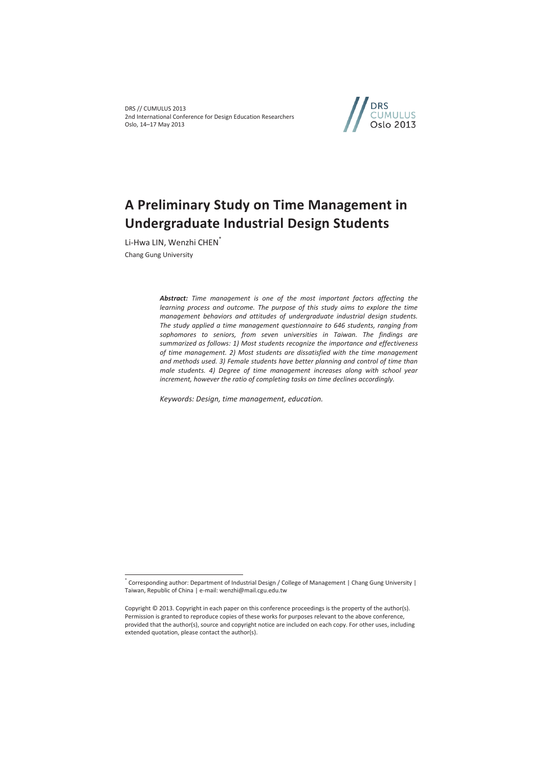# A Preliminary Study on Time Management in Undergraduate Industrial Design Students

Li-Hwa LIN, Wenzhi CHEN*

Chang Gung University

***Abstract:*** *Time management is one of the most important factors affecting the learning process and outcome. The purpose of this study aims to explore the time management behaviors and attitudes of undergraduate industrial design students. The study applied a time management questionnaire to 646 students, ranging from sophomores to seniors, from seven universities in Taiwan. The findings are summarized as follows: 1) Most students recognize the importance and effectiveness of time management. 2) Most students are dissatisfied with the time management and methods used. 3) Female students have better planning and control of time than male students. 4) Degree of time management increases along with school year increment, however the ratio of completing tasks on time declines accordingly.*

*Keywords: Design, time management, education.*

---

\* Corresponding author: Department of Industrial Design / College of Management | Chang Gung University | Taiwan, Republic of China | e-mail: wenzhi@mail.cgu.edu.tw

Copyright © 2013. Copyright in each paper on this conference proceedings is the property of the author(s). Permission is granted to reproduce copies of these works for purposes relevant to the above conference, provided that the author(s), source and copyright notice are included on each copy. For other uses, including extended quotation, please contact the author(s).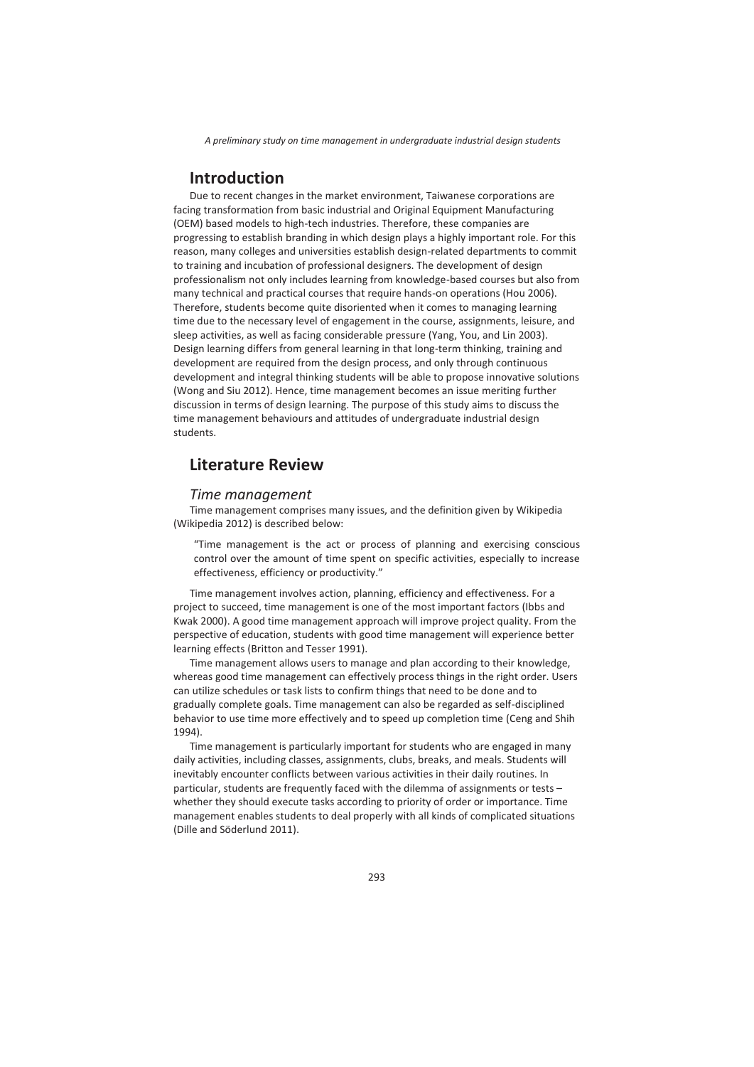## Introduction

Due to recent changes in the market environment, Taiwanese corporations are facing transformation from basic industrial and Original Equipment Manufacturing (OEM) based models to high-tech industries. Therefore, these companies are progressing to establish branding in which design plays a highly important role. For this reason, many colleges and universities establish design-related departments to commit to training and incubation of professional designers. The development of design professionalism not only includes learning from knowledge-based courses but also from many technical and practical courses that require hands-on operations (Hou 2006). Therefore, students become quite disoriented when it comes to managing learning time due to the necessary level of engagement in the course, assignments, leisure, and sleep activities, as well as facing considerable pressure (Yang, You, and Lin 2003). Design learning differs from general learning in that long-term thinking, training and development are required from the design process, and only through continuous development and integral thinking students will be able to propose innovative solutions (Wong and Siu 2012). Hence, time management becomes an issue meriting further discussion in terms of design learning. The purpose of this study aims to discuss the time management behaviours and attitudes of undergraduate industrial design students.

## Literature Review

### *Time management*

Time management comprises many issues, and the definition given by Wikipedia (Wikipedia 2012) is described below:

> "Time management is the act or process of planning and exercising conscious control over the amount of time spent on specific activities, especially to increase effectiveness, efficiency or productivity."

Time management involves action, planning, efficiency and effectiveness. For a project to succeed, time management is one of the most important factors (Ibbs and Kwak 2000). A good time management approach will improve project quality. From the perspective of education, students with good time management will experience better learning effects (Britton and Tesser 1991).

Time management allows users to manage and plan according to their knowledge, whereas good time management can effectively process things in the right order. Users can utilize schedules or task lists to confirm things that need to be done and to gradually complete goals. Time management can also be regarded as self-disciplined behavior to use time more effectively and to speed up completion time (Ceng and Shih 1994).

Time management is particularly important for students who are engaged in many daily activities, including classes, assignments, clubs, breaks, and meals. Students will inevitably encounter conflicts between various activities in their daily routines. In particular, students are frequently faced with the dilemma of assignments or tests – whether they should execute tasks according to priority of order or importance. Time management enables students to deal properly with all kinds of complicated situations (Dille and Söderlund 2011).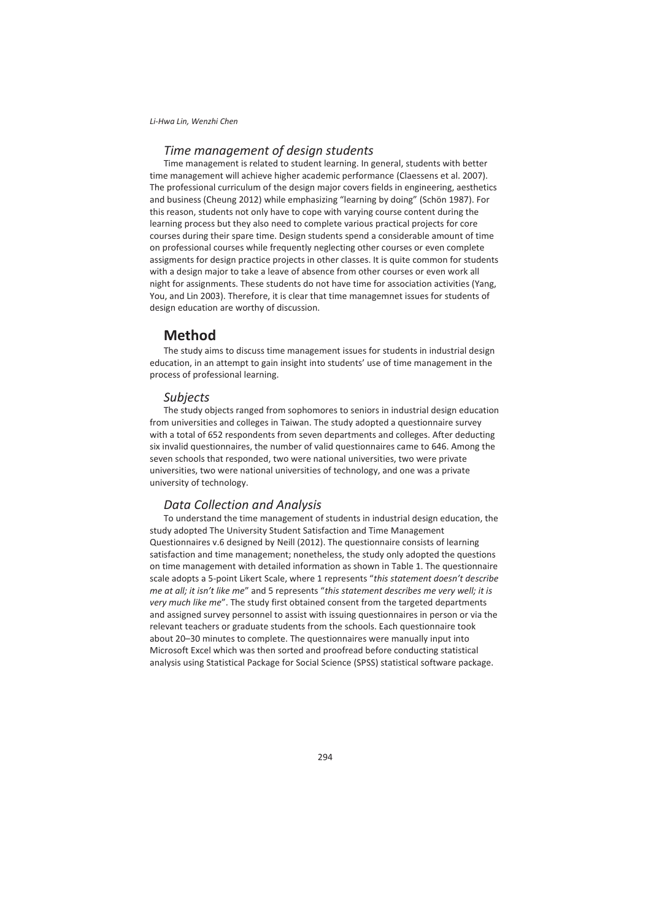### *Time management of design students*

Time management is related to student learning. In general, students with better time management will achieve higher academic performance (Claessens et al. 2007). The professional curriculum of the design major covers fields in engineering, aesthetics and business (Cheung 2012) while emphasizing "learning by doing" (Schön 1987). For this reason, students not only have to cope with varying course content during the learning process but they also need to complete various practical projects for core courses during their spare time. Design students spend a considerable amount of time on professional courses while frequently neglecting other courses or even complete assigments for design practice projects in other classes. It is quite common for students with a design major to take a leave of absence from other courses or even work all night for assignments. These students do not have time for association activities (Yang, You, and Lin 2003). Therefore, it is clear that time managemnet issues for students of design education are worthy of discussion.

## Method

The study aims to discuss time management issues for students in industrial design education, in an attempt to gain insight into students' use of time management in the process of professional learning.

### *Subjects*

The study objects ranged from sophomores to seniors in industrial design education from universities and colleges in Taiwan. The study adopted a questionnaire survey with a total of 652 respondents from seven departments and colleges. After deducting six invalid questionnaires, the number of valid questionnaires came to 646. Among the seven schools that responded, two were national universities, two were private universities, two were national universities of technology, and one was a private university of technology.

### *Data Collection and Analysis*

To understand the time management of students in industrial design education, the study adopted The University Student Satisfaction and Time Management Questionnaires v.6 designed by Neill (2012). The questionnaire consists of learning satisfaction and time management; nonetheless, the study only adopted the questions on time management with detailed information as shown in Table 1. The questionnaire scale adopts a 5-point Likert Scale, where 1 represents "*this statement doesn't describe me at all; it isn't like me*" and 5 represents "*this statement describes me very well; it is very much like me*". The study first obtained consent from the targeted departments and assigned survey personnel to assist with issuing questionnaires in person or via the relevant teachers or graduate students from the schools. Each questionnaire took about 20–30 minutes to complete. The questionnaires were manually input into Microsoft Excel which was then sorted and proofread before conducting statistical analysis using Statistical Package for Social Science (SPSS) statistical software package.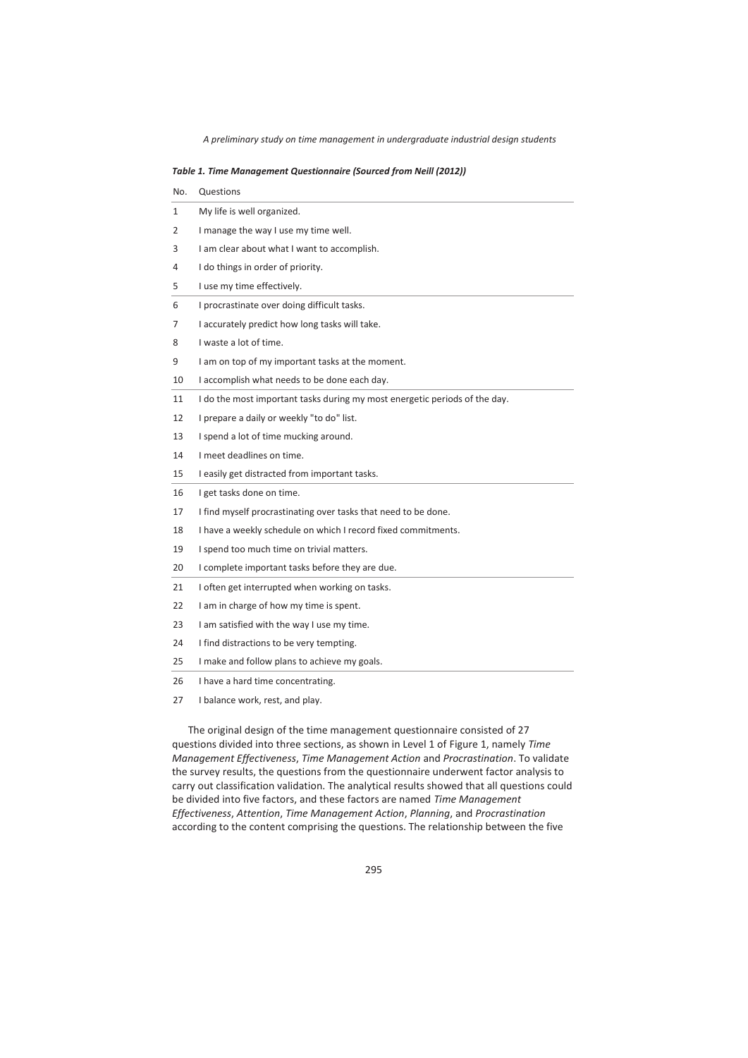*Table 1. Time Management Questionnaire (Sourced from Neill (2012))*

| No. | Questions |
|---|---|
| 1 | My life is well organized. |
| 2 | I manage the way I use my time well. |
| 3 | I am clear about what I want to accomplish. |
| 4 | I do things in order of priority. |
| 5 | I use my time effectively. |
| 6 | I procrastinate over doing difficult tasks. |
| 7 | I accurately predict how long tasks will take. |
| 8 | I waste a lot of time. |
| 9 | I am on top of my important tasks at the moment. |
| 10 | I accomplish what needs to be done each day. |
| 11 | I do the most important tasks during my most energetic periods of the day. |
| 12 | I prepare a daily or weekly "to do" list. |
| 13 | I spend a lot of time mucking around. |
| 14 | I meet deadlines on time. |
| 15 | I easily get distracted from important tasks. |
| 16 | I get tasks done on time. |
| 17 | I find myself procrastinating over tasks that need to be done. |
| 18 | I have a weekly schedule on which I record fixed commitments. |
| 19 | I spend too much time on trivial matters. |
| 20 | I complete important tasks before they are due. |
| 21 | I often get interrupted when working on tasks. |
| 22 | I am in charge of how my time is spent. |
| 23 | I am satisfied with the way I use my time. |
| 24 | I find distractions to be very tempting. |
| 25 | I make and follow plans to achieve my goals. |
| 26 | I have a hard time concentrating. |
| 27 | I balance work, rest, and play. |

The original design of the time management questionnaire consisted of 27 questions divided into three sections, as shown in Level 1 of Figure 1, namely *Time Management Effectiveness*, *Time Management Action* and *Procrastination*. To validate the survey results, the questions from the questionnaire underwent factor analysis to carry out classification validation. The analytical results showed that all questions could be divided into five factors, and these factors are named *Time Management Effectiveness*, *Attention*, *Time Management Action*, *Planning*, and *Procrastination* according to the content comprising the questions. The relationship between the five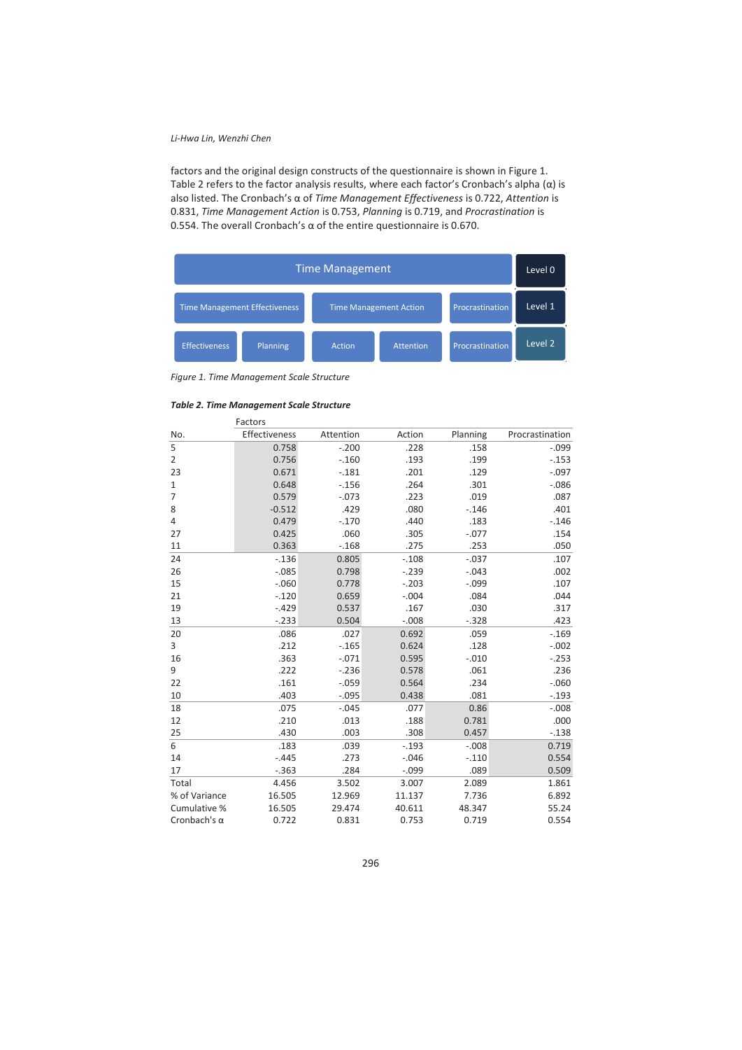factors and the original design constructs of the questionnaire is shown in Figure 1. Table 2 refers to the factor analysis results, where each factor's Cronbach's alpha (α) is also listed. The Cronbach's α of *Time Management Effectiveness* is 0.722, *Attention* is 0.831, *Time Management Action* is 0.753, *Planning* is 0.719, and *Procrastination* is 0.554. The overall Cronbach's α of the entire questionnaire is 0.670.

| Time Management | | | | | Level 0 |
|---|---|---|---|---|---|
| Time Management Effectiveness | | Time Management Action | | Procrastination | Level 1 |
| Effectiveness | Planning | Action | Attention | Procrastination | Level 2 |

*Figure 1. Time Management Scale Structure*

***Table 2. Time Management Scale Structure***

| | Factors | | | | |
|---|---|---|---|---|---|
| No. | Effectiveness | Attention | Action | Planning | Procrastination |
| 5 | 0.758 | -.200 | .228 | .158 | -.099 |
| 2 | 0.756 | -.160 | .193 | .199 | -.153 |
| 23 | 0.671 | -.181 | .201 | .129 | -.097 |
| 1 | 0.648 | -.156 | .264 | .301 | -.086 |
| 7 | 0.579 | -.073 | .223 | .019 | .087 |
| 8 | -0.512 | .429 | .080 | -.146 | .401 |
| 4 | 0.479 | -.170 | .440 | .183 | -.146 |
| 27 | 0.425 | .060 | .305 | -.077 | .154 |
| 11 | 0.363 | -.168 | .275 | .253 | .050 |
| 24 | -.136 | 0.805 | -.108 | -.037 | .107 |
| 26 | -.085 | 0.798 | -.239 | -.043 | .002 |
| 15 | -.060 | 0.778 | -.203 | -.099 | .107 |
| 21 | -.120 | 0.659 | -.004 | .084 | .044 |
| 19 | -.429 | 0.537 | .167 | .030 | .317 |
| 13 | -.233 | 0.504 | -.008 | -.328 | .423 |
| 20 | .086 | .027 | 0.692 | .059 | -.169 |
| 3 | .212 | -.165 | 0.624 | .128 | -.002 |
| 16 | .363 | -.071 | 0.595 | -.010 | -.253 |
| 9 | .222 | -.236 | 0.578 | .061 | .236 |
| 22 | .161 | -.059 | 0.564 | .234 | -.060 |
| 10 | .403 | -.095 | 0.438 | .081 | -.193 |
| 18 | .075 | -.045 | .077 | 0.86 | -.008 |
| 12 | .210 | .013 | .188 | 0.781 | .000 |
| 25 | .430 | .003 | .308 | 0.457 | -.138 |
| 6 | .183 | .039 | -.193 | -.008 | 0.719 |
| 14 | -.445 | .273 | -.046 | -.110 | 0.554 |
| 17 | -.363 | .284 | -.099 | .089 | 0.509 |
| Total | 4.456 | 3.502 | 3.007 | 2.089 | 1.861 |
| % of Variance | 16.505 | 12.969 | 11.137 | 7.736 | 6.892 |
| Cumulative % | 16.505 | 29.474 | 40.611 | 48.347 | 55.24 |
| Cronbach's α | 0.722 | 0.831 | 0.753 | 0.719 | 0.554 |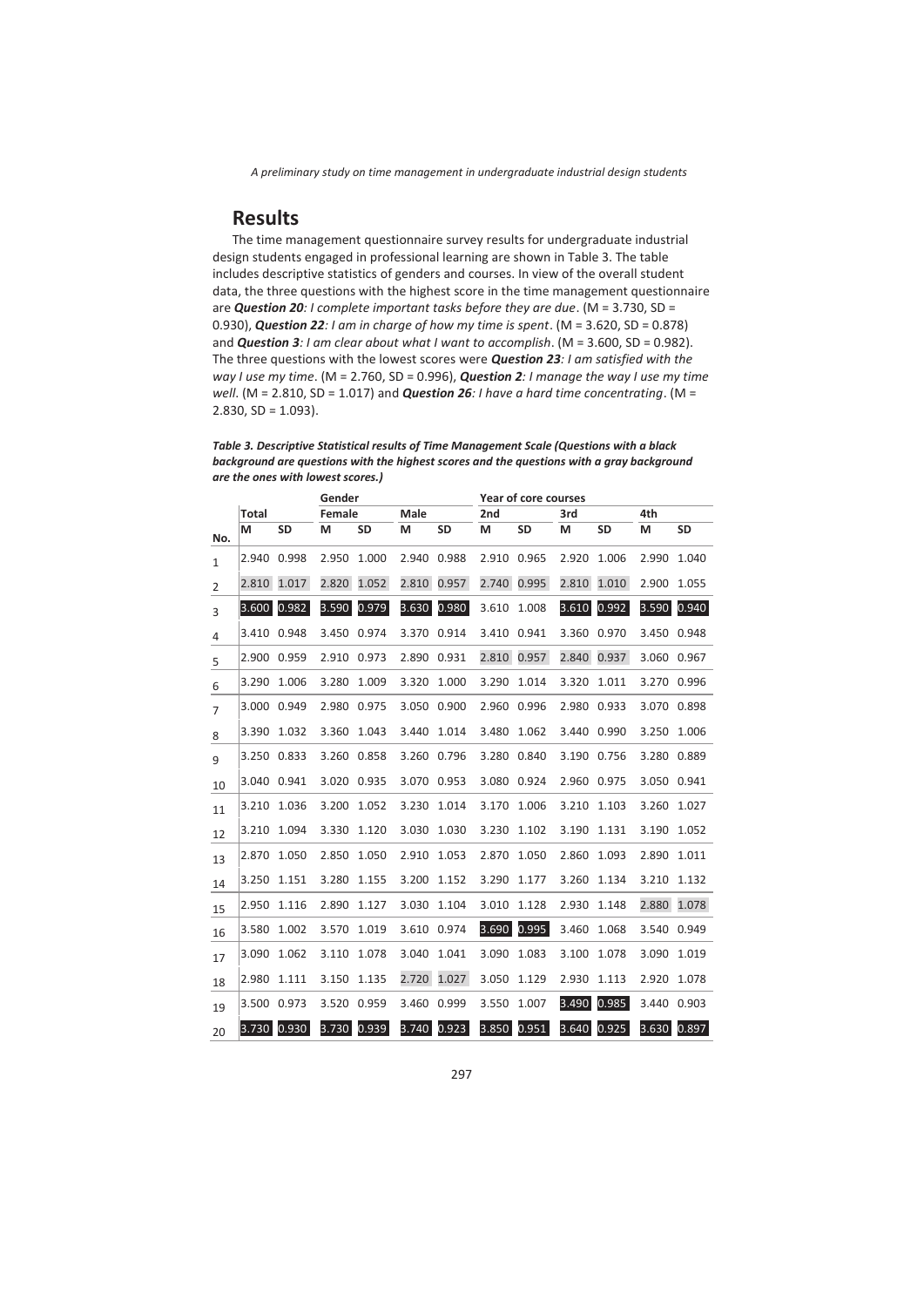## Results

The time management questionnaire survey results for undergraduate industrial design students engaged in professional learning are shown in Table 3. The table includes descriptive statistics of genders and courses. In view of the overall student data, the three questions with the highest score in the time management questionnaire are ***Question 20****: I complete important tasks before they are due*. (M = 3.730, SD = 0.930), ***Question 22****: I am in charge of how my time is spent*. (M = 3.620, SD = 0.878) and ***Question 3****: I am clear about what I want to accomplish*. (M = 3.600, SD = 0.982). The three questions with the lowest scores were ***Question 23****: I am satisfied with the way I use my time*. (M = 2.760, SD = 0.996), ***Question 2****: I manage the way I use my time well*. (M = 2.810, SD = 1.017) and ***Question 26****: I have a hard time concentrating*. (M = 2.830, SD = 1.093).

***Table 3. Descriptive Statistical results of Time Management Scale (Questions with a black background are questions with the highest scores and the questions with a gray background are the ones with lowest scores.)***

| | | | Gender | | | | Year of core courses | | | | | |
|---|---|---|---|---|---|---|---|---|---|---|---|---|
| | Total | | Female | | Male | | 2nd | | 3rd | | 4th | |
| No. | M | SD | M | SD | M | SD | M | SD | M | SD | M | SD |
| 1 | 2.940 | 0.998 | 2.950 | 1.000 | 2.940 | 0.988 | 2.910 | 0.965 | 2.920 | 1.006 | 2.990 | 1.040 |
| 2 | 2.810 | 1.017 | 2.820 | 1.052 | 2.810 | 0.957 | 2.740 | 0.995 | 2.810 | 1.010 | 2.900 | 1.055 |
| 3 | 3.600 | 0.982 | 3.590 | 0.979 | 3.630 | 0.980 | 3.610 | 1.008 | 3.610 | 0.992 | 3.590 | 0.940 |
| 4 | 3.410 | 0.948 | 3.450 | 0.974 | 3.370 | 0.914 | 3.410 | 0.941 | 3.360 | 0.970 | 3.450 | 0.948 |
| 5 | 2.900 | 0.959 | 2.910 | 0.973 | 2.890 | 0.931 | 2.810 | 0.957 | 2.840 | 0.937 | 3.060 | 0.967 |
| 6 | 3.290 | 1.006 | 3.280 | 1.009 | 3.320 | 1.000 | 3.290 | 1.014 | 3.320 | 1.011 | 3.270 | 0.996 |
| 7 | 3.000 | 0.949 | 2.980 | 0.975 | 3.050 | 0.900 | 2.960 | 0.996 | 2.980 | 0.933 | 3.070 | 0.898 |
| 8 | 3.390 | 1.032 | 3.360 | 1.043 | 3.440 | 1.014 | 3.480 | 1.062 | 3.440 | 0.990 | 3.250 | 1.006 |
| 9 | 3.250 | 0.833 | 3.260 | 0.858 | 3.260 | 0.796 | 3.280 | 0.840 | 3.190 | 0.756 | 3.280 | 0.889 |
| 10 | 3.040 | 0.941 | 3.020 | 0.935 | 3.070 | 0.953 | 3.080 | 0.924 | 2.960 | 0.975 | 3.050 | 0.941 |
| 11 | 3.210 | 1.036 | 3.200 | 1.052 | 3.230 | 1.014 | 3.170 | 1.006 | 3.210 | 1.103 | 3.260 | 1.027 |
| 12 | 3.210 | 1.094 | 3.330 | 1.120 | 3.030 | 1.030 | 3.230 | 1.102 | 3.190 | 1.131 | 3.190 | 1.052 |
| 13 | 2.870 | 1.050 | 2.850 | 1.050 | 2.910 | 1.053 | 2.870 | 1.050 | 2.860 | 1.093 | 2.890 | 1.011 |
| 14 | 3.250 | 1.151 | 3.280 | 1.155 | 3.200 | 1.152 | 3.290 | 1.177 | 3.260 | 1.134 | 3.210 | 1.132 |
| 15 | 2.950 | 1.116 | 2.890 | 1.127 | 3.030 | 1.104 | 3.010 | 1.128 | 2.930 | 1.148 | 2.880 | 1.078 |
| 16 | 3.580 | 1.002 | 3.570 | 1.019 | 3.610 | 0.974 | 3.690 | 0.995 | 3.460 | 1.068 | 3.540 | 0.949 |
| 17 | 3.090 | 1.062 | 3.110 | 1.078 | 3.040 | 1.041 | 3.090 | 1.083 | 3.100 | 1.078 | 3.090 | 1.019 |
| 18 | 2.980 | 1.111 | 3.150 | 1.135 | 2.720 | 1.027 | 3.050 | 1.129 | 2.930 | 1.113 | 2.920 | 1.078 |
| 19 | 3.500 | 0.973 | 3.520 | 0.959 | 3.460 | 0.999 | 3.550 | 1.007 | 3.490 | 0.985 | 3.440 | 0.903 |
| 20 | 3.730 | 0.930 | 3.730 | 0.939 | 3.740 | 0.923 | 3.850 | 0.951 | 3.640 | 0.925 | 3.630 | 0.897 |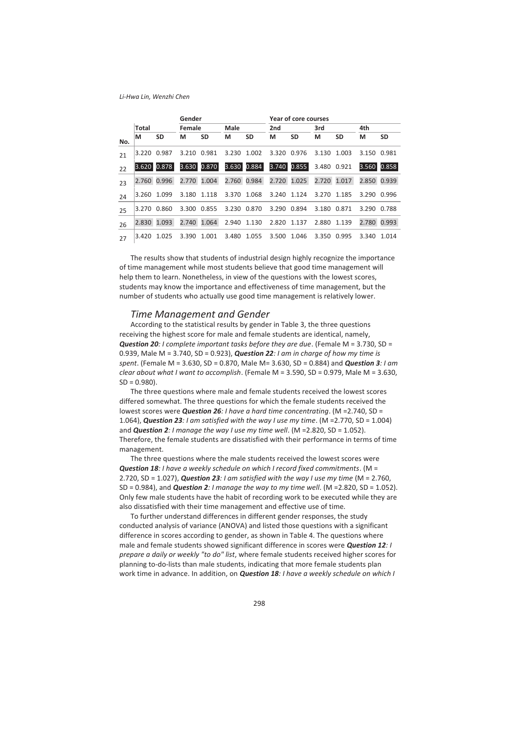| No. | Total | | Gender | | | | Year of core courses | | | | | |
|---|---|---|---|---|---|---|---|---|---|---|---|---|
| | | | Female | | Male | | 2nd | | 3rd | | 4th | |
| | M | SD | M | SD | M | SD | M | SD | M | SD | M | SD |
| 21 | 3.220 | 0.987 | 3.210 | 0.981 | 3.230 | 1.002 | 3.320 | 0.976 | 3.130 | 1.003 | 3.150 | 0.981 |
| 22 | 3.620 | 0.878 | 3.630 | 0.870 | 3.630 | 0.884 | 3.740 | 0.855 | 3.480 | 0.921 | 3.560 | 0.858 |
| 23 | 2.760 | 0.996 | 2.770 | 1.004 | 2.760 | 0.984 | 2.720 | 1.025 | 2.720 | 1.017 | 2.850 | 0.939 |
| 24 | 3.260 | 1.099 | 3.180 | 1.118 | 3.370 | 1.068 | 3.240 | 1.124 | 3.270 | 1.185 | 3.290 | 0.996 |
| 25 | 3.270 | 0.860 | 3.300 | 0.855 | 3.230 | 0.870 | 3.290 | 0.894 | 3.180 | 0.871 | 3.290 | 0.788 |
| 26 | 2.830 | 1.093 | 2.740 | 1.064 | 2.940 | 1.130 | 2.820 | 1.137 | 2.880 | 1.139 | 2.780 | 0.993 |
| 27 | 3.420 | 1.025 | 3.390 | 1.001 | 3.480 | 1.055 | 3.500 | 1.046 | 3.350 | 0.995 | 3.340 | 1.014 |

The results show that students of industrial design highly recognize the importance of time management while most students believe that good time management will help them to learn. Nonetheless, in view of the questions with the lowest scores, students may know the importance and effectiveness of time management, but the number of students who actually use good time management is relatively lower.

### *Time Management and Gender*

According to the statistical results by gender in Table 3, the three questions receiving the highest score for male and female students are identical, namely, ***Question 20****: I complete important tasks before they are due*. (Female M = 3.730, SD = 0.939, Male M = 3.740, SD = 0.923), ***Question 22****: I am in charge of how my time is spent*. (Female M = 3.630, SD = 0.870, Male M= 3.630, SD = 0.884) and ***Question 3****: I am clear about what I want to accomplish*. (Female M = 3.590, SD = 0.979, Male M = 3.630, SD = 0.980).

The three questions where male and female students received the lowest scores differed somewhat. The three questions for which the female students received the lowest scores were ***Question 26****: I have a hard time concentrating*. (M =2.740, SD = 1.064), ***Question 23****: I am satisfied with the way I use my time*. (M =2.770, SD = 1.004) and ***Question 2****: I manage the way I use my time well*. (M =2.820, SD = 1.052). Therefore, the female students are dissatisfied with their performance in terms of time management.

The three questions where the male students received the lowest scores were ***Question 18****: I have a weekly schedule on which I record fixed commitments*. (M = 2.720, SD = 1.027), ***Question 23****: I am satisfied with the way I use my time* (M = 2.760, SD = 0.984), and ***Question 2****: I manage the way to my time well*. (M =2.820, SD = 1.052). Only few male students have the habit of recording work to be executed while they are also dissatisfied with their time management and effective use of time.

To further understand differences in different gender responses, the study conducted analysis of variance (ANOVA) and listed those questions with a significant difference in scores according to gender, as shown in Table 4. The questions where male and female students showed significant difference in scores were ***Question 12****: I prepare a daily or weekly "to do" list*, where female students received higher scores for planning to-do-lists than male students, indicating that more female students plan work time in advance. In addition, on ***Question 18****: I have a weekly schedule on which I*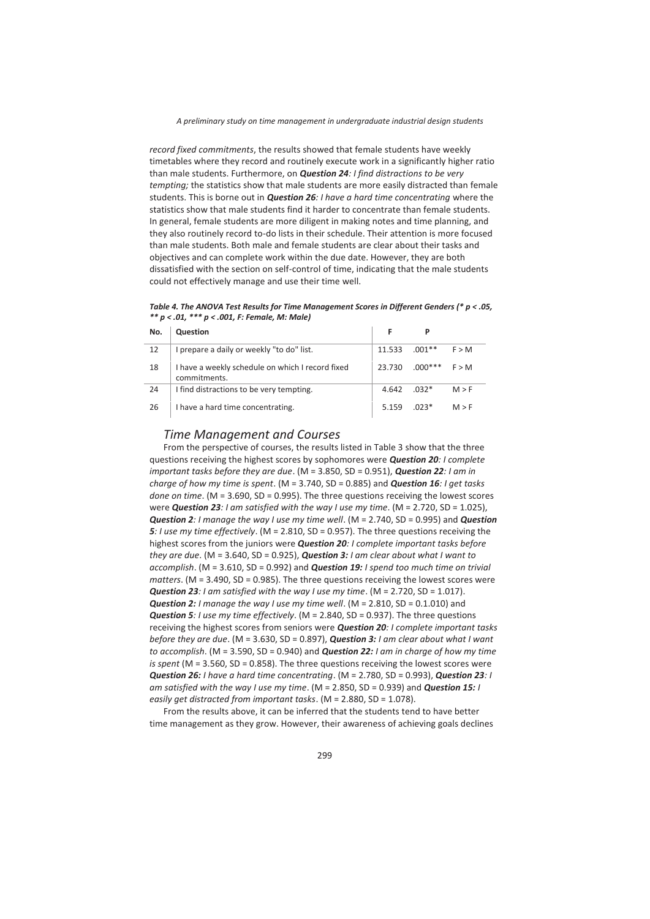*record fixed commitments*, the results showed that female students have weekly timetables where they record and routinely execute work in a significantly higher ratio than male students. Furthermore, on ***Question 24**: I find distractions to be very tempting;* the statistics show that male students are more easily distracted than female students. This is borne out in ***Question 26**: I have a hard time concentrating* where the statistics show that male students find it harder to concentrate than female students. In general, female students are more diligent in making notes and time planning, and they also routinely record to-do lists in their schedule. Their attention is more focused than male students. Both male and female students are clear about their tasks and objectives and can complete work within the due date. However, they are both dissatisfied with the section on self-control of time, indicating that the male students could not effectively manage and use their time well.

***Table 4. The ANOVA Test Results for Time Management Scores in Different Genders (\* p < .05, \*\* p < .01, \*\*\* p < .001, F: Female, M: Male)***

| No. | Question | F | P | |
|---|---|---|---|---|
| 12 | I prepare a daily or weekly "to do" list. | 11.533 | .001** | F > M |
| 18 | I have a weekly schedule on which I record fixed commitments. | 23.730 | .000*** | F > M |
| 24 | I find distractions to be very tempting. | 4.642 | .032* | M > F |
| 26 | I have a hard time concentrating. | 5.159 | .023* | M > F |

## *Time Management and Courses*

From the perspective of courses, the results listed in Table 3 show that the three questions receiving the highest scores by sophomores were ***Question 20**: I complete important tasks before they are due*. (M = 3.850, SD = 0.951), ***Question 22**: I am in charge of how my time is spent*. (M = 3.740, SD = 0.885) and ***Question 16**: I get tasks done on time*. (M = 3.690, SD = 0.995). The three questions receiving the lowest scores were ***Question 23**: I am satisfied with the way I use my time*. (M = 2.720, SD = 1.025), ***Question 2**: I manage the way I use my time well*. (M = 2.740, SD = 0.995) and ***Question 5**: I use my time effectively*. (M = 2.810, SD = 0.957). The three questions receiving the highest scores from the juniors were ***Question 20**: I complete important tasks before they are due*. (M = 3.640, SD = 0.925), ***Question 3:** I am clear about what I want to accomplish*. (M = 3.610, SD = 0.992) and ***Question 19:** I spend too much time on trivial matters*. (M = 3.490, SD = 0.985). The three questions receiving the lowest scores were ***Question 23**: I am satisfied with the way I use my time*. (M = 2.720, SD = 1.017). ***Question 2:** I manage the way I use my time well*. (M = 2.810, SD = 0.1.010) and ***Question 5**: I use my time effectively*. (M = 2.840, SD = 0.937). The three questions receiving the highest scores from seniors were ***Question 20**: I complete important tasks before they are due*. (M = 3.630, SD = 0.897), ***Question 3:** I am clear about what I want to accomplish*. (M = 3.590, SD = 0.940) and ***Question 22:** I am in charge of how my time is spent* (M = 3.560, SD = 0.858). The three questions receiving the lowest scores were ***Question 26:** I have a hard time concentrating*. (M = 2.780, SD = 0.993), ***Question 23**: I am satisfied with the way I use my time*. (M = 2.850, SD = 0.939) and ***Question 15:** I easily get distracted from important tasks*. (M = 2.880, SD = 1.078).

From the results above, it can be inferred that the students tend to have better time management as they grow. However, their awareness of achieving goals declines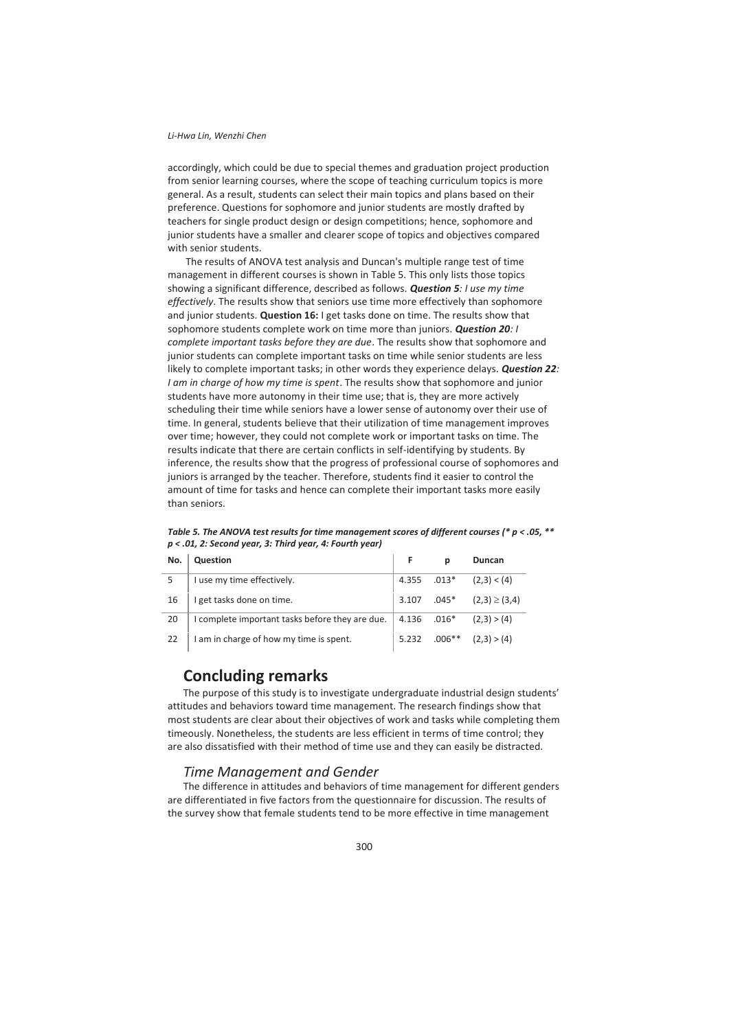accordingly, which could be due to special themes and graduation project production from senior learning courses, where the scope of teaching curriculum topics is more general. As a result, students can select their main topics and plans based on their preference. Questions for sophomore and junior students are mostly drafted by teachers for single product design or design competitions; hence, sophomore and junior students have a smaller and clearer scope of topics and objectives compared with senior students.

The results of ANOVA test analysis and Duncan's multiple range test of time management in different courses is shown in Table 5. This only lists those topics showing a significant difference, described as follows. ***Question 5**: I use my time effectively*. The results show that seniors use time more effectively than sophomore and junior students. **Question 16:** I get tasks done on time. The results show that sophomore students complete work on time more than juniors. ***Question 20**: I complete important tasks before they are due*. The results show that sophomore and junior students can complete important tasks on time while senior students are less likely to complete important tasks; in other words they experience delays. ***Question 22**: I am in charge of how my time is spent*. The results show that sophomore and junior students have more autonomy in their time use; that is, they are more actively scheduling their time while seniors have a lower sense of autonomy over their use of time. In general, students believe that their utilization of time management improves over time; however, they could not complete work or important tasks on time. The results indicate that there are certain conflicts in self-identifying by students. By inference, the results show that the progress of professional course of sophomores and juniors is arranged by the teacher. Therefore, students find it easier to control the amount of time for tasks and hence can complete their important tasks more easily than seniors.

***Table 5. The ANOVA test results for time management scores of different courses (\* $p < .05$, \*\* $p < .01$, 2: Second year, 3: Third year, 4: Fourth year)***

| No. | Question | F | p | Duncan |
|---|---|---|---|---|
| 5 | I use my time effectively. | 4.355 | .013* | (2,3) < (4) |
| 16 | I get tasks done on time. | 3.107 | .045* | (2,3) ≥ (3,4) |
| 20 | I complete important tasks before they are due. | 4.136 | .016* | (2,3) > (4) |
| 22 | I am in charge of how my time is spent. | 5.232 | .006** | (2,3) > (4) |

## Concluding remarks

The purpose of this study is to investigate undergraduate industrial design students' attitudes and behaviors toward time management. The research findings show that most students are clear about their objectives of work and tasks while completing them timeously. Nonetheless, the students are less efficient in terms of time control; they are also dissatisfied with their method of time use and they can easily be distracted.

### *Time Management and Gender*

The difference in attitudes and behaviors of time management for different genders are differentiated in five factors from the questionnaire for discussion. The results of the survey show that female students tend to be more effective in time management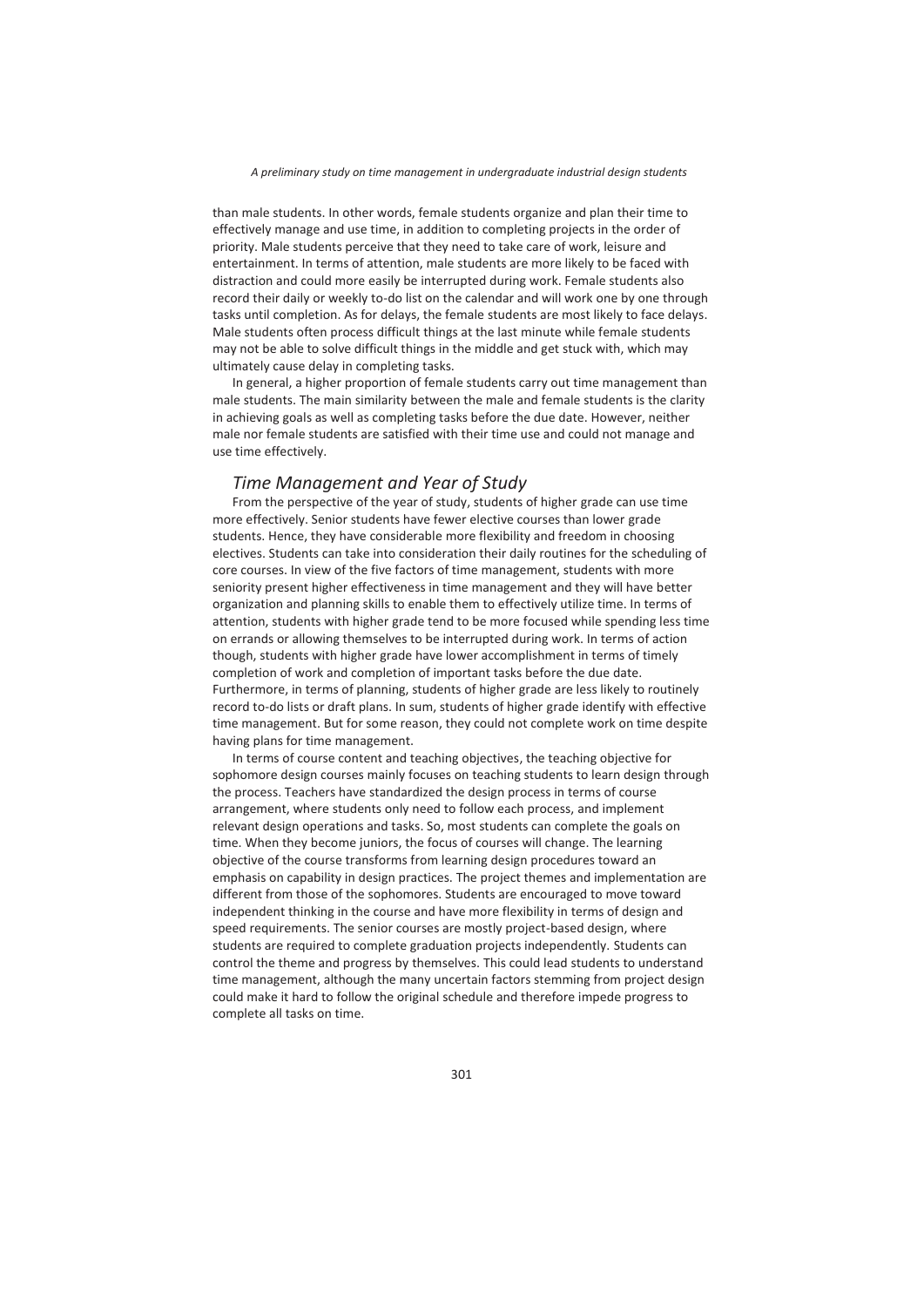than male students. In other words, female students organize and plan their time to effectively manage and use time, in addition to completing projects in the order of priority. Male students perceive that they need to take care of work, leisure and entertainment. In terms of attention, male students are more likely to be faced with distraction and could more easily be interrupted during work. Female students also record their daily or weekly to-do list on the calendar and will work one by one through tasks until completion. As for delays, the female students are most likely to face delays. Male students often process difficult things at the last minute while female students may not be able to solve difficult things in the middle and get stuck with, which may ultimately cause delay in completing tasks.

In general, a higher proportion of female students carry out time management than male students. The main similarity between the male and female students is the clarity in achieving goals as well as completing tasks before the due date. However, neither male nor female students are satisfied with their time use and could not manage and use time effectively.

## *Time Management and Year of Study*

From the perspective of the year of study, students of higher grade can use time more effectively. Senior students have fewer elective courses than lower grade students. Hence, they have considerable more flexibility and freedom in choosing electives. Students can take into consideration their daily routines for the scheduling of core courses. In view of the five factors of time management, students with more seniority present higher effectiveness in time management and they will have better organization and planning skills to enable them to effectively utilize time. In terms of attention, students with higher grade tend to be more focused while spending less time on errands or allowing themselves to be interrupted during work. In terms of action though, students with higher grade have lower accomplishment in terms of timely completion of work and completion of important tasks before the due date. Furthermore, in terms of planning, students of higher grade are less likely to routinely record to-do lists or draft plans. In sum, students of higher grade identify with effective time management. But for some reason, they could not complete work on time despite having plans for time management.

In terms of course content and teaching objectives, the teaching objective for sophomore design courses mainly focuses on teaching students to learn design through the process. Teachers have standardized the design process in terms of course arrangement, where students only need to follow each process, and implement relevant design operations and tasks. So, most students can complete the goals on time. When they become juniors, the focus of courses will change. The learning objective of the course transforms from learning design procedures toward an emphasis on capability in design practices. The project themes and implementation are different from those of the sophomores. Students are encouraged to move toward independent thinking in the course and have more flexibility in terms of design and speed requirements. The senior courses are mostly project-based design, where students are required to complete graduation projects independently. Students can control the theme and progress by themselves. This could lead students to understand time management, although the many uncertain factors stemming from project design could make it hard to follow the original schedule and therefore impede progress to complete all tasks on time.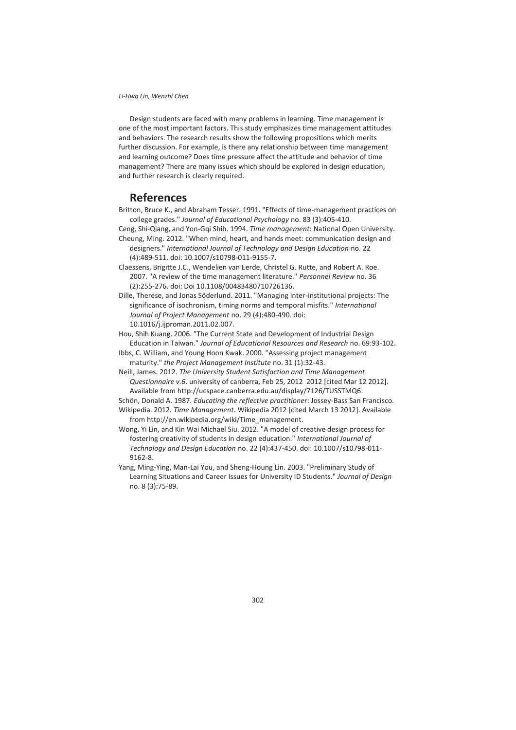Design students are faced with many problems in learning. Time management is one of the most important factors. This study emphasizes time management attitudes and behaviors. The research results show the following propositions which merits further discussion. For example, is there any relationship between time management and learning outcome? Does time pressure affect the attitude and behavior of time management? There are many issues which should be explored in design education, and further research is clearly required.

## References

Britton, Bruce K., and Abraham Tesser. 1991. "Effects of time-management practices on college grades." *Journal of Educational Psychology* no. 83 (3):405-410.

Ceng, Shi-Qiang, and Yon-Gqi Shih. 1994. *Time management*: National Open University.

Cheung, Ming. 2012. "When mind, heart, and hands meet: communication design and designers." *International Journal of Technology and Design Education* no. 22 (4):489-511. doi: 10.1007/s10798-011-9155-7.

Claessens, Brigitte J.C., Wendelien van Eerde, Christel G. Rutte, and Robert A. Roe. 2007. "A review of the time management literature." *Personnel Review* no. 36 (2):255-276. doi: Doi 10.1108/00483480710726136.

Dille, Therese, and Jonas Söderlund. 2011. "Managing inter-institutional projects: The significance of isochronism, timing norms and temporal misfits." *International Journal of Project Management* no. 29 (4):480-490. doi: 10.1016/j.ijproman.2011.02.007.

Hou, Shih Kuang. 2006. "The Current State and Development of Industrial Design Education in Taiwan." *Journal of Educational Resources and Research* no. 69:93-102.

Ibbs, C. William, and Young Hoon Kwak. 2000. "Assessing project management maturity." *the Project Management Institute* no. 31 (1):32-43.

Neill, James. 2012. *The University Student Satisfaction and Time Management Questionnaire v.6*. university of canberra, Feb 25, 2012 2012 [cited Mar 12 2012]. Available from http://ucspace.canberra.edu.au/display/7126/TUSSTMQ6.

Schön, Donald A. 1987. *Educating the reflective practitioner*: Jossey-Bass San Francisco.

Wikipedia. 2012. *Time Management*. Wikipedia 2012 [cited March 13 2012]. Available from http://en.wikipedia.org/wiki/Time_management.

Wong, Yi Lin, and Kin Wai Michael Siu. 2012. "A model of creative design process for fostering creativity of students in design education." *International Journal of Technology and Design Education* no. 22 (4):437-450. doi: 10.1007/s10798-011-9162-8.

Yang, Ming-Ying, Man-Lai You, and Sheng-Houng Lin. 2003. "Preliminary Study of Learning Situations and Career Issues for University ID Students." *Journal of Design* no. 8 (3):75-89.